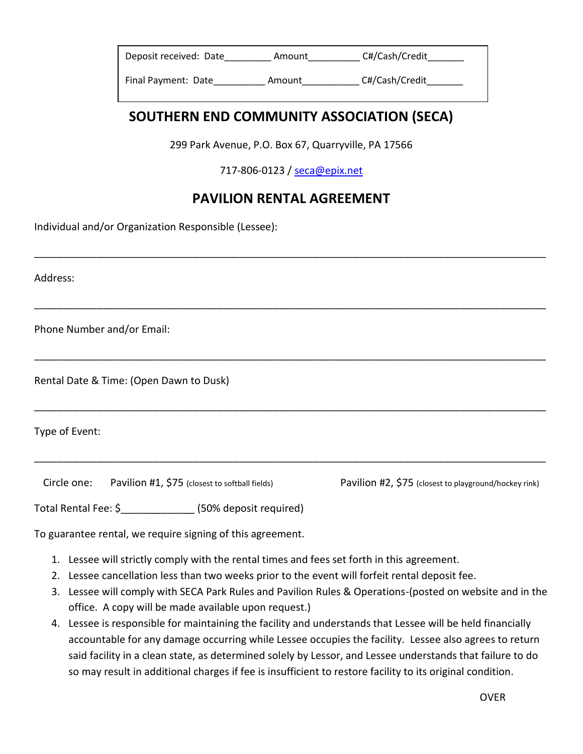Deposit received: Date_________ Amount__________ C#/Cash/Credit_______

Final Payment: Date__________ Amount___________ C#/Cash/Credit_______

## SOUTHERN END COMMUNITY ASSOCIATION (SECA)

299 Park Avenue, P.O. Box 67, Quarryville, PA 17566

717-806-0123 / seca@epix.net

## PAVILION RENTAL AGREEMENT

Individual and/or Organization Responsible (Lessee):

_______________________________________________________________________________________

Address:

_______________________________________________________________________________________

Phone Number and/or Email:

_______________________________________________________________________________________

Rental Date & Time: (Open Dawn to Dusk)

_______________________________________________________________________________________

Type of Event:

_______________________________________________________________________________________

Circle one: Pavilion #1, $75 (closest to softball fields) Pavilion #2, $75 (closest to playground/hockey rink)

Total Rental Fee: $_____________ (50% deposit required)

To guarantee rental, we require signing of this agreement.

1. Lessee will strictly comply with the rental times and fees set forth in this agreement.
2. Lessee cancellation less than two weeks prior to the event will forfeit rental deposit fee.
3. Lessee will comply with SECA Park Rules and Pavilion Rules & Operations-(posted on website and in the office. A copy will be made available upon request.)
4. Lessee is responsible for maintaining the facility and understands that Lessee will be held financially accountable for any damage occurring while Lessee occupies the facility. Lessee also agrees to return said facility in a clean state, as determined solely by Lessor, and Lessee understands that failure to do so may result in additional charges if fee is insufficient to restore facility to its original condition.

OVER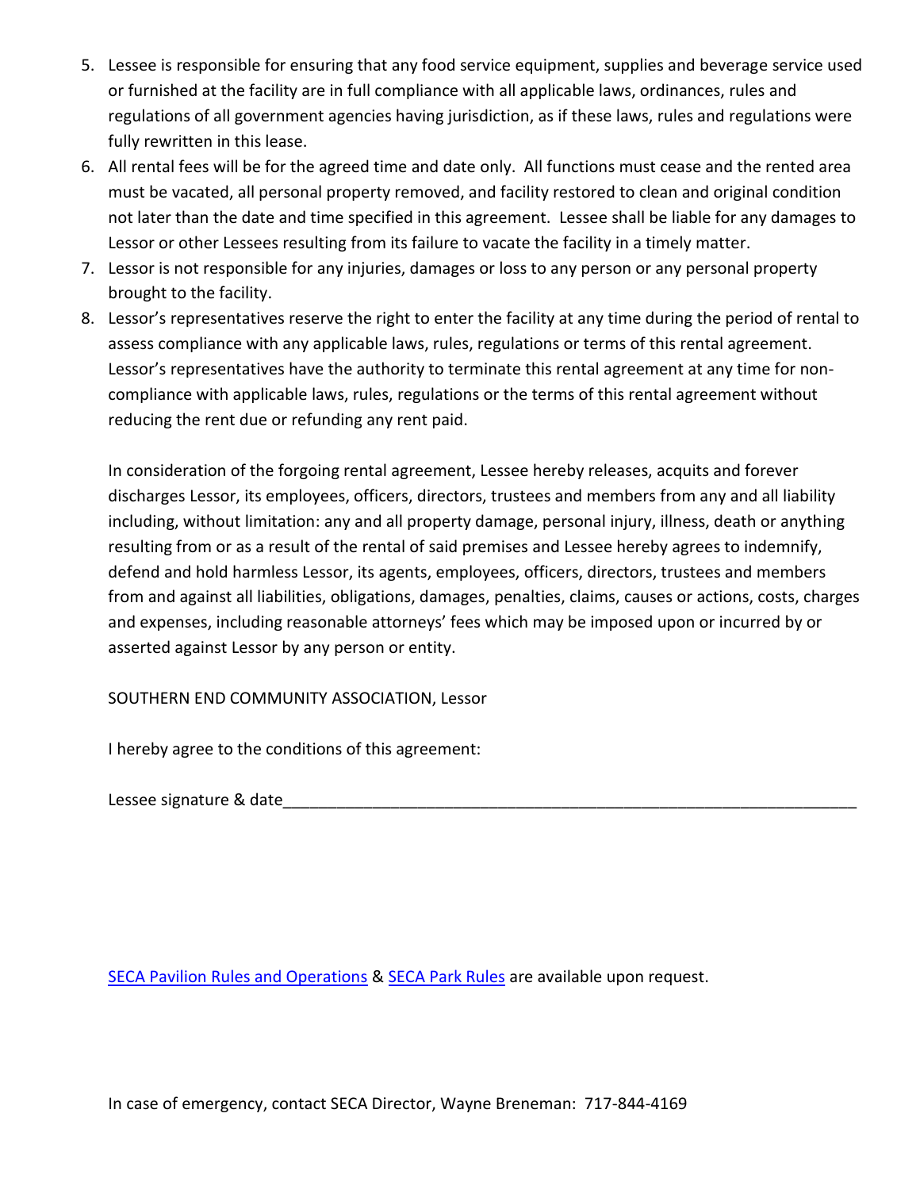5. Lessee is responsible for ensuring that any food service equipment, supplies and beverage service used or furnished at the facility are in full compliance with all applicable laws, ordinances, rules and regulations of all government agencies having jurisdiction, as if these laws, rules and regulations were fully rewritten in this lease.
6. All rental fees will be for the agreed time and date only. All functions must cease and the rented area must be vacated, all personal property removed, and facility restored to clean and original condition not later than the date and time specified in this agreement. Lessee shall be liable for any damages to Lessor or other Lessees resulting from its failure to vacate the facility in a timely matter.
7. Lessor is not responsible for any injuries, damages or loss to any person or any personal property brought to the facility.
8. Lessor's representatives reserve the right to enter the facility at any time during the period of rental to assess compliance with any applicable laws, rules, regulations or terms of this rental agreement. Lessor's representatives have the authority to terminate this rental agreement at any time for non-compliance with applicable laws, rules, regulations or the terms of this rental agreement without reducing the rent due or refunding any rent paid.

In consideration of the forgoing rental agreement, Lessee hereby releases, acquits and forever discharges Lessor, its employees, officers, directors, trustees and members from any and all liability including, without limitation: any and all property damage, personal injury, illness, death or anything resulting from or as a result of the rental of said premises and Lessee hereby agrees to indemnify, defend and hold harmless Lessor, its agents, employees, officers, directors, trustees and members from and against all liabilities, obligations, damages, penalties, claims, causes or actions, costs, charges and expenses, including reasonable attorneys' fees which may be imposed upon or incurred by or asserted against Lessor by any person or entity.

SOUTHERN END COMMUNITY ASSOCIATION, Lessor

I hereby agree to the conditions of this agreement:

Lessee signature & date_______________________________________________________________

SECA Pavilion Rules and Operations & SECA Park Rules are available upon request.

In case of emergency, contact SECA Director, Wayne Breneman: 717-844-4169